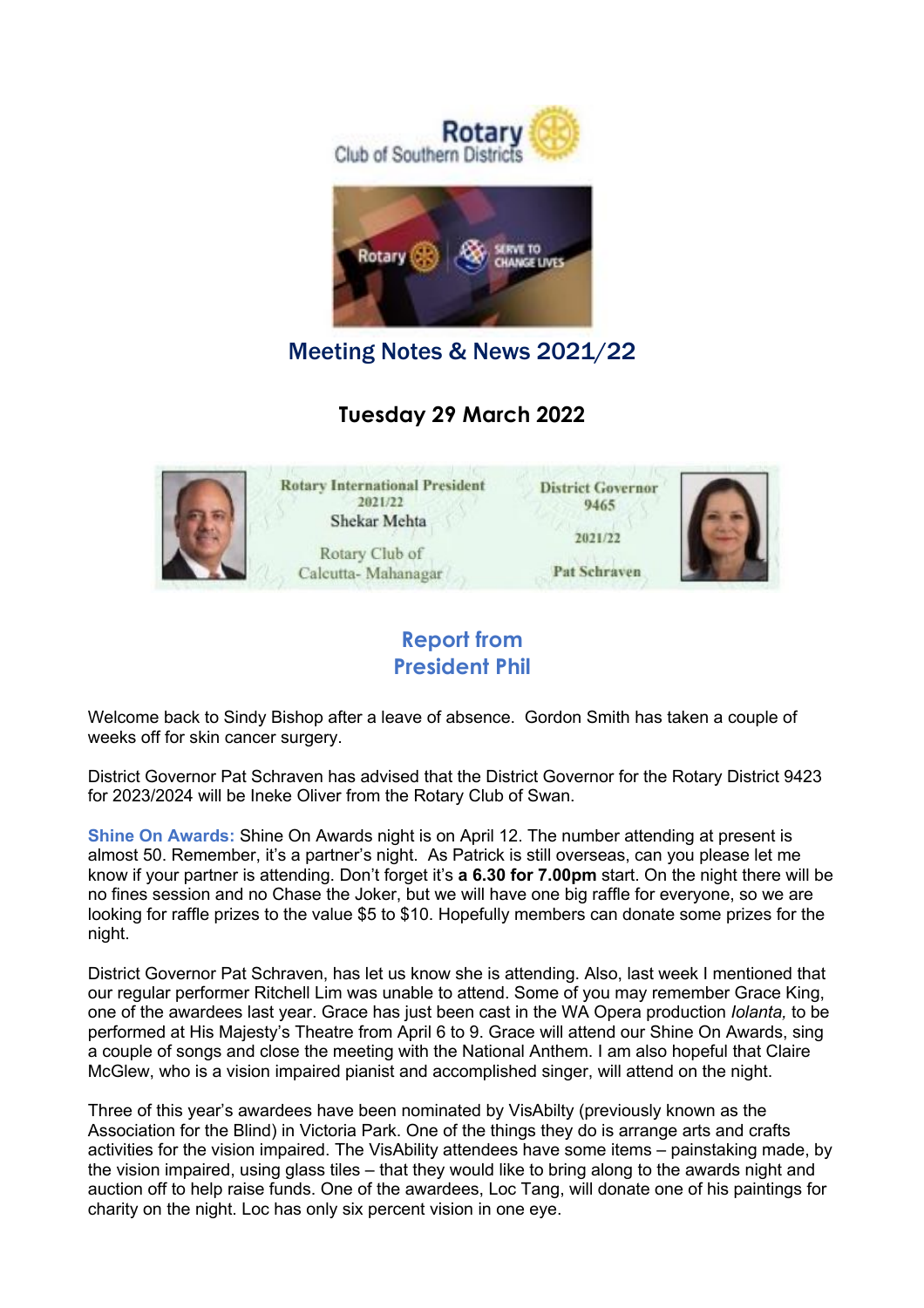Rotary Club of Southern Districts

# Meeting Notes & News 2021/22

## Tuesday 29 March 2022

| Rotary International President 2021/22 | District Governor 9465 2021/22 |
| --- | --- |
| Shekar Mehta | Pat Schraven |
| Rotary Club of Calcutta- Mahanagar | |

## Report from President Phil

Welcome back to Sindy Bishop after a leave of absence. Gordon Smith has taken a couple of weeks off for skin cancer surgery.

District Governor Pat Schraven has advised that the District Governor for the Rotary District 9423 for 2023/2024 will be Ineke Oliver from the Rotary Club of Swan.

**Shine On Awards:** Shine On Awards night is on April 12. The number attending at present is almost 50. Remember, it's a partner's night. As Patrick is still overseas, can you please let me know if your partner is attending. Don't forget it's **a 6.30 for 7.00pm** start. On the night there will be no fines session and no Chase the Joker, but we will have one big raffle for everyone, so we are looking for raffle prizes to the value $5 to $10. Hopefully members can donate some prizes for the night.

District Governor Pat Schraven, has let us know she is attending. Also, last week I mentioned that our regular performer Ritchell Lim was unable to attend. Some of you may remember Grace King, one of the awardees last year. Grace has just been cast in the WA Opera production *Iolanta,* to be performed at His Majesty's Theatre from April 6 to 9. Grace will attend our Shine On Awards, sing a couple of songs and close the meeting with the National Anthem. I am also hopeful that Claire McGlew, who is a vision impaired pianist and accomplished singer, will attend on the night.

Three of this year's awardees have been nominated by VisAbilty (previously known as the Association for the Blind) in Victoria Park. One of the things they do is arrange arts and crafts activities for the vision impaired. The VisAbility attendees have some items – painstaking made, by the vision impaired, using glass tiles – that they would like to bring along to the awards night and auction off to help raise funds. One of the awardees, Loc Tang, will donate one of his paintings for charity on the night. Loc has only six percent vision in one eye.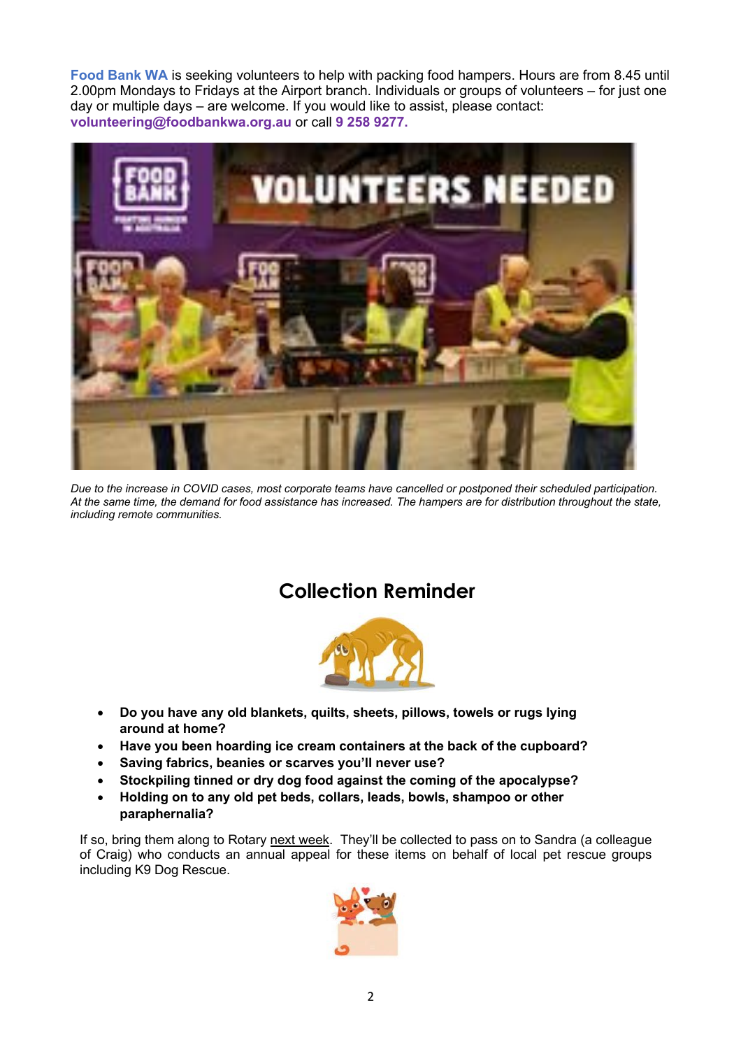**Food Bank WA** is seeking volunteers to help with packing food hampers. Hours are from 8.45 until 2.00pm Mondays to Fridays at the Airport branch. Individuals or groups of volunteers – for just one day or multiple days – are welcome. If you would like to assist, please contact: **volunteering@foodbankwa.org.au** or call **9 258 9277.**

*Due to the increase in COVID cases, most corporate teams have cancelled or postponed their scheduled participation. At the same time, the demand for food assistance has increased. The hampers are for distribution throughout the state, including remote communities.*

## Collection Reminder

- **Do you have any old blankets, quilts, sheets, pillows, towels or rugs lying around at home?**
- **Have you been hoarding ice cream containers at the back of the cupboard?**
- **Saving fabrics, beanies or scarves you'll never use?**
- **Stockpiling tinned or dry dog food against the coming of the apocalypse?**
- **Holding on to any old pet beds, collars, leads, bowls, shampoo or other paraphernalia?**

If so, bring them along to Rotary next week. They'll be collected to pass on to Sandra (a colleague of Craig) who conducts an annual appeal for these items on behalf of local pet rescue groups including K9 Dog Rescue.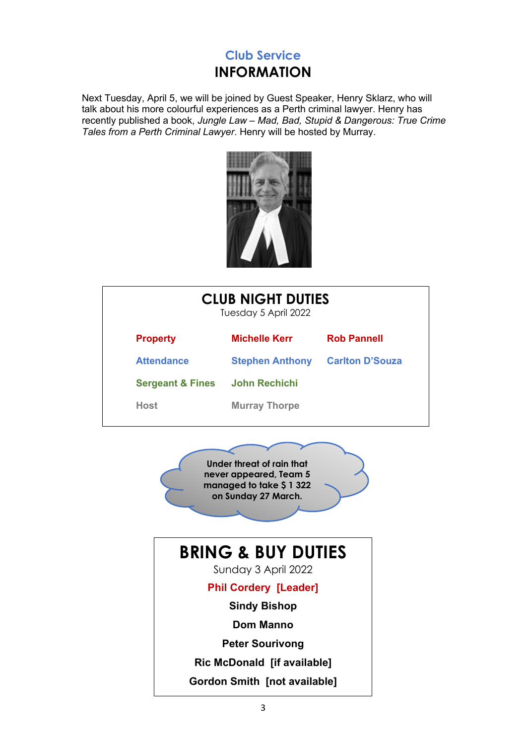## Club Service

# INFORMATION

Next Tuesday, April 5, we will be joined by Guest Speaker, Henry Sklarz, who will talk about his more colourful experiences as a Perth criminal lawyer. Henry has recently published a book, *Jungle Law – Mad, Bad, Stupid & Dangerous: True Crime Tales from a Perth Criminal Lawyer*. Henry will be hosted by Murray.

## CLUB NIGHT DUTIES

Tuesday 5 April 2022

| | | |
|---|---|---|
| **Property** | **Michelle Kerr** | **Rob Pannell** |
| **Attendance** | **Stephen Anthony** | **Carlton D'Souza** |
| **Sergeant & Fines** | **John Rechichi** | |
| **Host** | **Murray Thorpe** | |

**Under threat of rain that never appeared, Team 5 managed to take $ 1 322 on Sunday 27 March.**

## BRING & BUY DUTIES

Sunday 3 April 2022

**Phil Cordery [Leader]**

**Sindy Bishop**

**Dom Manno**

**Peter Sourivong**

**Ric McDonald [if available]**

**Gordon Smith [not available]**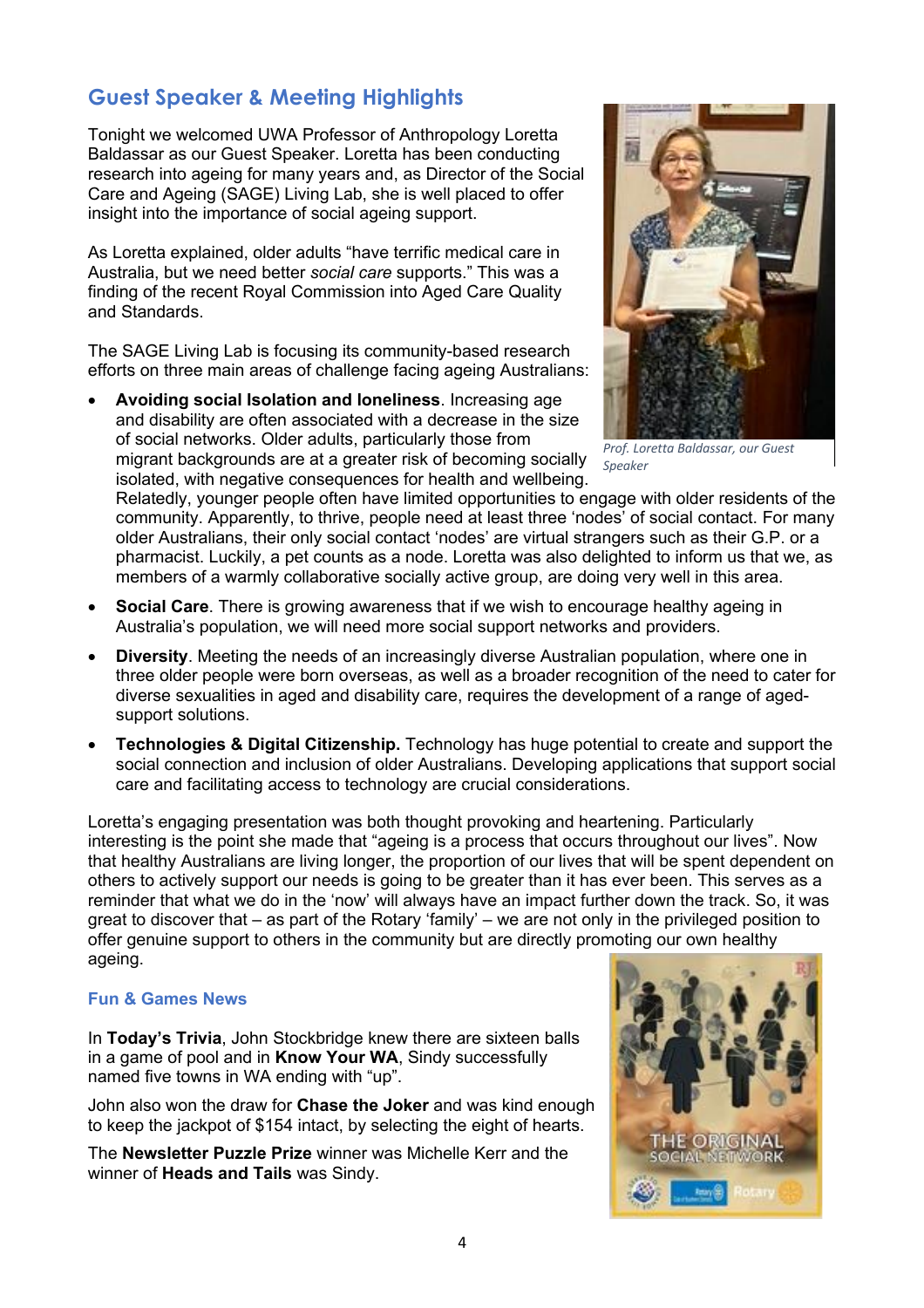## Guest Speaker & Meeting Highlights

Tonight we welcomed UWA Professor of Anthropology Loretta Baldassar as our Guest Speaker. Loretta has been conducting research into ageing for many years and, as Director of the Social Care and Ageing (SAGE) Living Lab, she is well placed to offer insight into the importance of social ageing support.

As Loretta explained, older adults "have terrific medical care in Australia, but we need better *social care* supports." This was a finding of the recent Royal Commission into Aged Care Quality and Standards.

The SAGE Living Lab is focusing its community-based research efforts on three main areas of challenge facing ageing Australians:

- **Avoiding social Isolation and loneliness**. Increasing age and disability are often associated with a decrease in the size of social networks. Older adults, particularly those from migrant backgrounds are at a greater risk of becoming socially isolated, with negative consequences for health and wellbeing. Relatedly, younger people often have limited opportunities to engage with older residents of the community. Apparently, to thrive, people need at least three 'nodes' of social contact. For many older Australians, their only social contact 'nodes' are virtual strangers such as their G.P. or a pharmacist. Luckily, a pet counts as a node. Loretta was also delighted to inform us that we, as members of a warmly collaborative socially active group, are doing very well in this area.
- **Social Care**. There is growing awareness that if we wish to encourage healthy ageing in Australia's population, we will need more social support networks and providers.
- **Diversity**. Meeting the needs of an increasingly diverse Australian population, where one in three older people were born overseas, as well as a broader recognition of the need to cater for diverse sexualities in aged and disability care, requires the development of a range of aged-support solutions.
- **Technologies & Digital Citizenship.** Technology has huge potential to create and support the social connection and inclusion of older Australians. Developing applications that support social care and facilitating access to technology are crucial considerations.

*Prof. Loretta Baldassar, our Guest Speaker*

Loretta's engaging presentation was both thought provoking and heartening. Particularly interesting is the point she made that "ageing is a process that occurs throughout our lives". Now that healthy Australians are living longer, the proportion of our lives that will be spent dependent on others to actively support our needs is going to be greater than it has ever been. This serves as a reminder that what we do in the 'now' will always have an impact further down the track. So, it was great to discover that – as part of the Rotary 'family' – we are not only in the privileged position to offer genuine support to others in the community but are directly promoting our own healthy ageing.

### Fun & Games News

In **Today's Trivia**, John Stockbridge knew there are sixteen balls in a game of pool and in **Know Your WA**, Sindy successfully named five towns in WA ending with "up".

John also won the draw for **Chase the Joker** and was kind enough to keep the jackpot of $154 intact, by selecting the eight of hearts.

The **Newsletter Puzzle Prize** winner was Michelle Kerr and the winner of **Heads and Tails** was Sindy.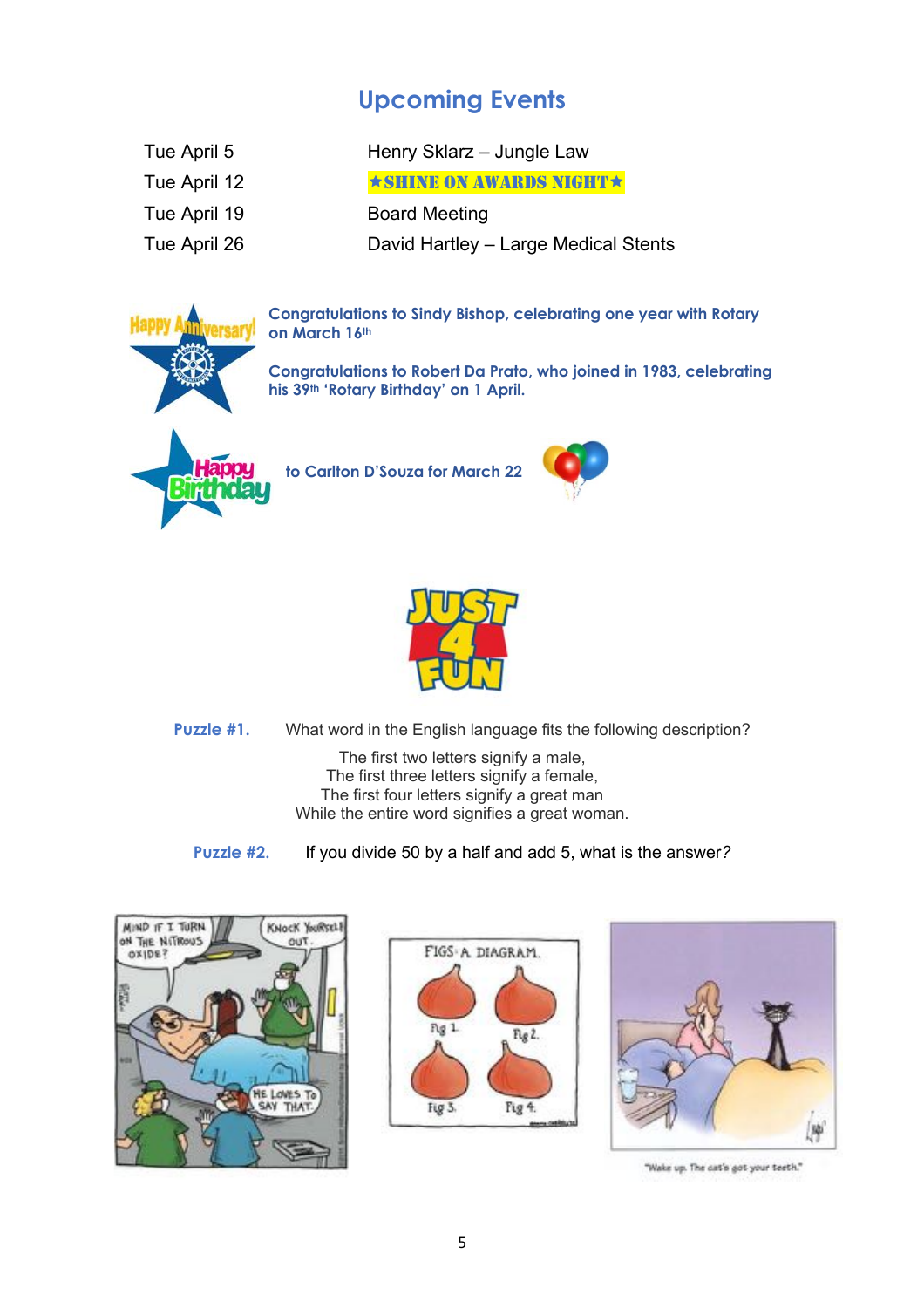## Upcoming Events

| | |
|---|---|
| Tue April 5 | Henry Sklarz – Jungle Law |
| Tue April 12 | ★SHINE ON AWARDS NIGHT★ |
| Tue April 19 | Board Meeting |
| Tue April 26 | David Hartley – Large Medical Stents |

**Congratulations to Sindy Bishop, celebrating one year with Rotary on March 16th**

**Congratulations to Robert Da Prato, who joined in 1983, celebrating his 39th 'Rotary Birthday' on 1 April.**

**to Carlton D'Souza for March 22**

**Puzzle #1.** What word in the English language fits the following description?

The first two letters signify a male,
The first three letters signify a female,
The first four letters signify a great man
While the entire word signifies a great woman.

**Puzzle #2.** If you divide 50 by a half and add 5, what is the answer?

"Wake up. The cat's got your teeth."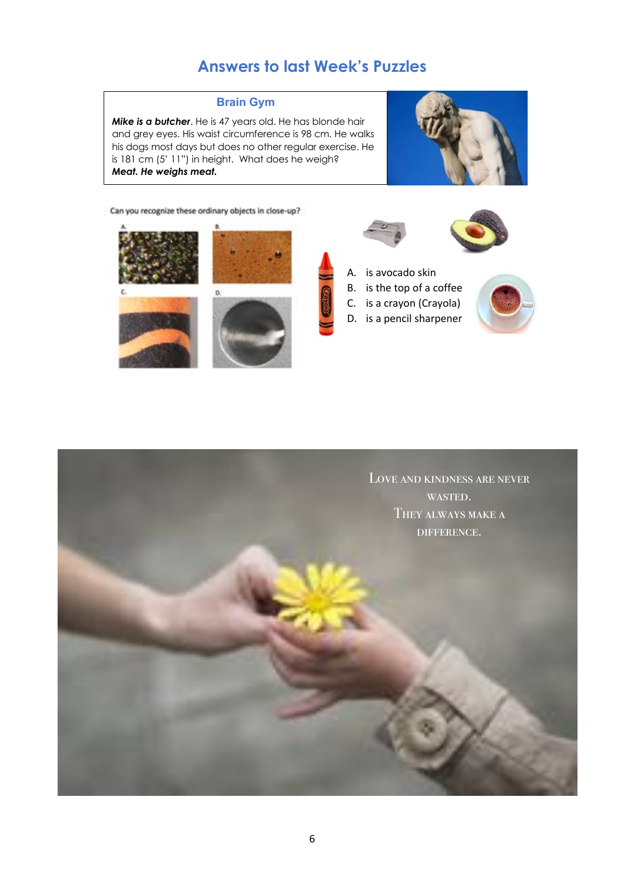## Answers to last Week's Puzzles

### Brain Gym

***Mike is a butcher***. He is 47 years old. He has blonde hair and grey eyes. His waist circumference is 98 cm. He walks his dogs most days but does no other regular exercise. He is 181 cm (5' 11") in height. What does he weigh?

***Meat. He weighs meat.***

Can you recognize these ordinary objects in close-up?

A. is avocado skin
B. is the top of a coffee
C. is a crayon (Crayola)
D. is a pencil sharpener

LOVE AND KINDNESS ARE NEVER WASTED.
THEY ALWAYS MAKE A DIFFERENCE.